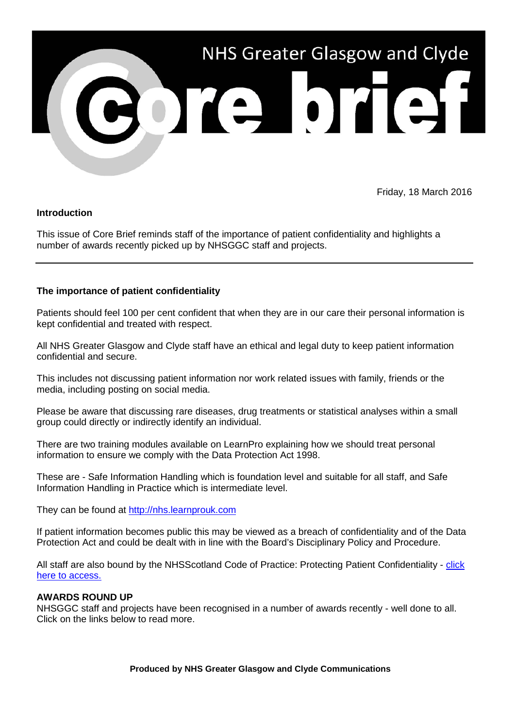# NHS Greater Glasgow and Clyde Core brief

Friday, 18 March 2016

**Introduction**

This issue of Core Brief reminds staff of the importance of patient confidentiality and highlights a number of awards recently picked up by NHSGGC staff and projects.

---

**The importance of patient confidentiality**

Patients should feel 100 per cent confident that when they are in our care their personal information is kept confidential and treated with respect.

All NHS Greater Glasgow and Clyde staff have an ethical and legal duty to keep patient information confidential and secure.

This includes not discussing patient information nor work related issues with family, friends or the media, including posting on social media.

Please be aware that discussing rare diseases, drug treatments or statistical analyses within a small group could directly or indirectly identify an individual.

There are two training modules available on LearnPro explaining how we should treat personal information to ensure we comply with the Data Protection Act 1998.

These are - Safe Information Handling which is foundation level and suitable for all staff, and Safe Information Handling in Practice which is intermediate level.

They can be found at [http://nhs.learnprouk.com](http://nhs.learnprouk.com)

If patient information becomes public this may be viewed as a breach of confidentiality and of the Data Protection Act and could be dealt with in line with the Board's Disciplinary Policy and Procedure.

All staff are also bound by the NHSScotland Code of Practice: Protecting Patient Confidentiality - click here to access.

**AWARDS ROUND UP**

NHSGGC staff and projects have been recognised in a number of awards recently - well done to all. Click on the links below to read more.

**Produced by NHS Greater Glasgow and Clyde Communications**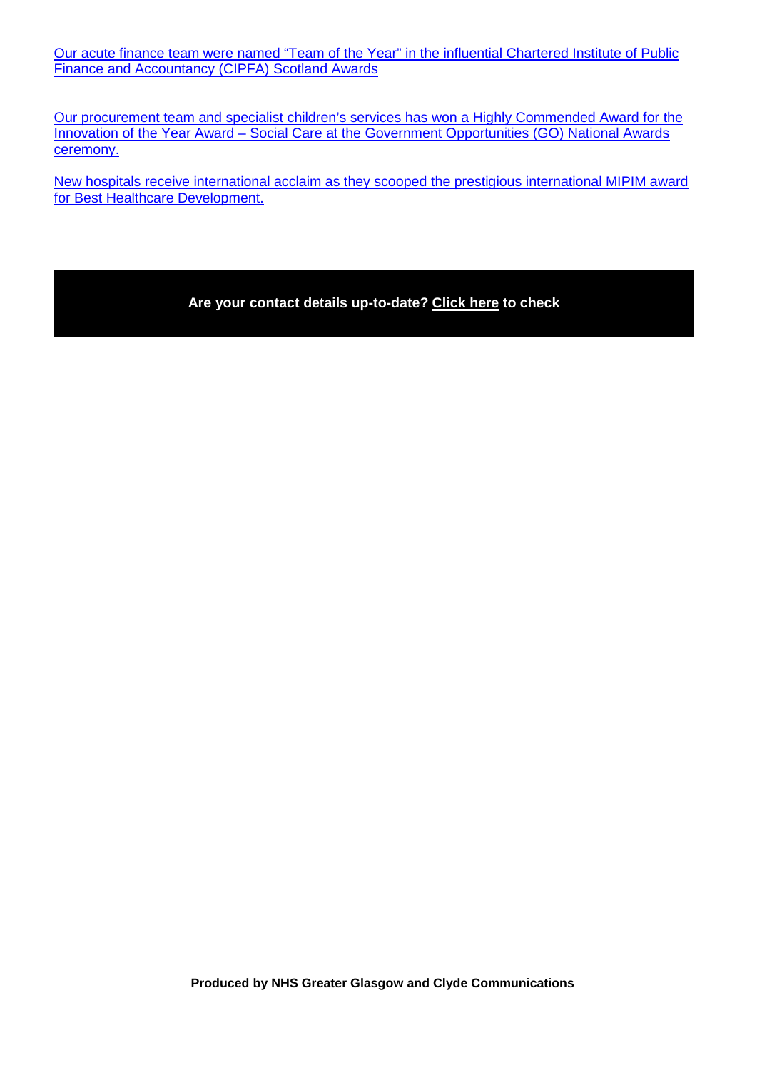Our acute finance team were named “Team of the Year” in the influential Chartered Institute of Public Finance and Accountancy (CIPFA) Scotland Awards

Our procurement team and specialist children’s services has won a Highly Commended Award for the Innovation of the Year Award – Social Care at the Government Opportunities (GO) National Awards ceremony.

New hospitals receive international acclaim as they scooped the prestigious international MIPIM award for Best Healthcare Development.

**Are your contact details up-to-date? Click here to check**

**Produced by NHS Greater Glasgow and Clyde Communications**